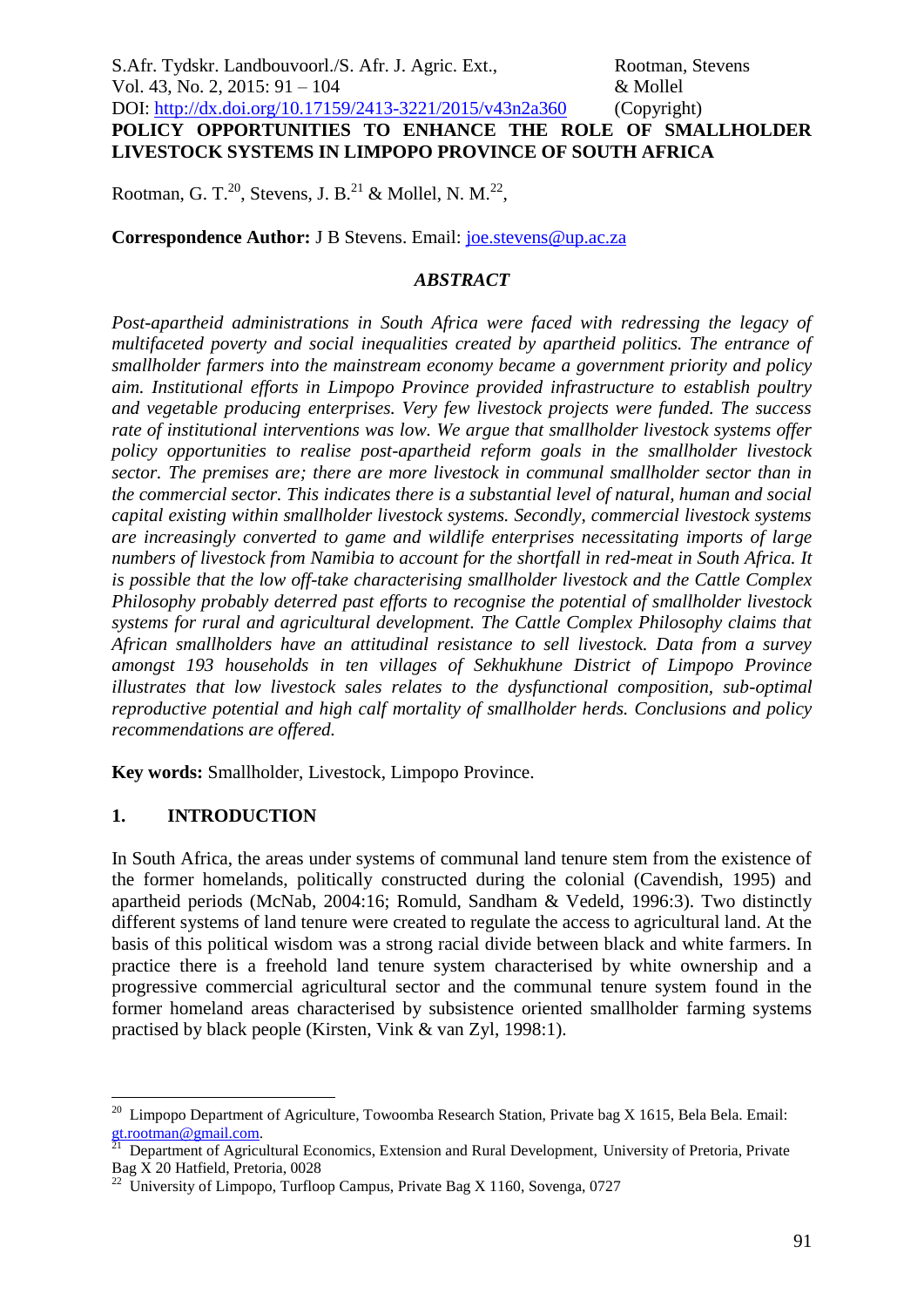# POLICY OPPORTUNITIES TO ENHANCE THE ROLE OF SMALLHOLDER LIVESTOCK SYSTEMS IN LIMPOPO PROVINCE OF SOUTH AFRICA

Rootman, G. T.[20], Stevens, J. B.[21] & Mollel, N. M.[22],

**Correspondence Author:** J B Stevens. Email: joe.stevens@up.ac.za

## *ABSTRACT*

*Post-apartheid administrations in South Africa were faced with redressing the legacy of multifaceted poverty and social inequalities created by apartheid politics. The entrance of smallholder farmers into the mainstream economy became a government priority and policy aim. Institutional efforts in Limpopo Province provided infrastructure to establish poultry and vegetable producing enterprises. Very few livestock projects were funded. The success rate of institutional interventions was low. We argue that smallholder livestock systems offer policy opportunities to realise post-apartheid reform goals in the smallholder livestock sector. The premises are; there are more livestock in communal smallholder sector than in the commercial sector. This indicates there is a substantial level of natural, human and social capital existing within smallholder livestock systems. Secondly, commercial livestock systems are increasingly converted to game and wildlife enterprises necessitating imports of large numbers of livestock from Namibia to account for the shortfall in red-meat in South Africa. It is possible that the low off-take characterising smallholder livestock and the Cattle Complex Philosophy probably deterred past efforts to recognise the potential of smallholder livestock systems for rural and agricultural development. The Cattle Complex Philosophy claims that African smallholders have an attitudinal resistance to sell livestock. Data from a survey amongst 193 households in ten villages of Sekhukhune District of Limpopo Province illustrates that low livestock sales relates to the dysfunctional composition, sub-optimal reproductive potential and high calf mortality of smallholder herds. Conclusions and policy recommendations are offered.*

**Key words:** Smallholder, Livestock, Limpopo Province.

## 1. INTRODUCTION

In South Africa, the areas under systems of communal land tenure stem from the existence of the former homelands, politically constructed during the colonial (Cavendish, 1995) and apartheid periods (McNab, 2004:16; Romuld, Sandham & Vededl, 1996:3). Two distinctly different systems of land tenure were created to regulate the access to agricultural land. At the basis of this political wisdom was a strong racial divide between black and white farmers. In practice there is a freehold land tenure system characterised by white ownership and a progressive commercial agricultural sector and the communal tenure system found in the former homeland areas characterised by subsistence oriented smallholder farming systems practised by black people (Kirsten, Vink & van Zyl, 1998:1).

---

[20] Limpopo Department of Agriculture, Towoomba Research Station, Private bag X 1615, Bela Bela. Email: gt.rootman@gmail.com.

[21] Department of Agricultural Economics, Extension and Rural Development, University of Pretoria, Private Bag X 20 Hatfield, Pretoria, 0028

[22] University of Limpopo, Turfloop Campus, Private Bag X 1160, Sovenga, 0727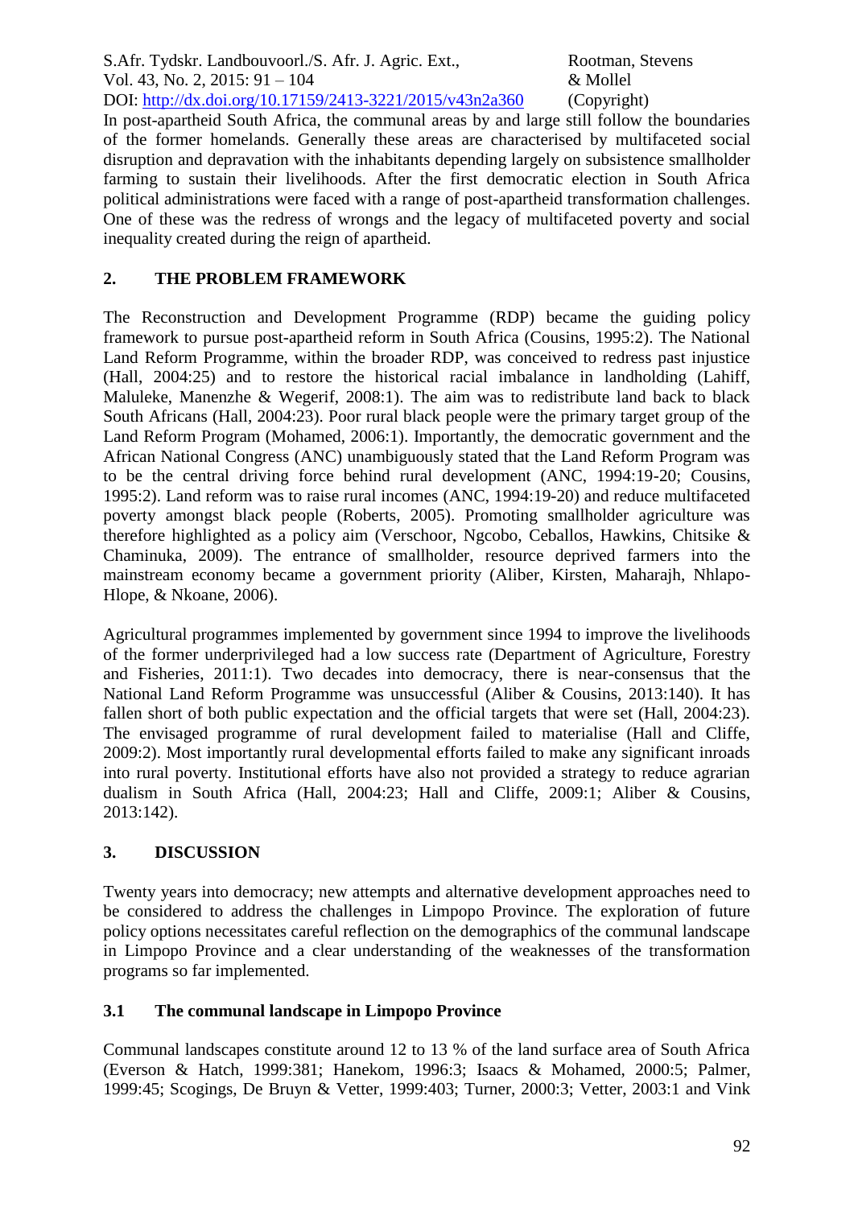In post-apartheid South Africa, the communal areas by and large still follow the boundaries of the former homelands. Generally these areas are characterised by multifaceted social disruption and depravation with the inhabitants depending largely on subsistence smallholder farming to sustain their livelihoods. After the first democratic election in South Africa political administrations were faced with a range of post-apartheid transformation challenges. One of these was the redress of wrongs and the legacy of multifaceted poverty and social inequality created during the reign of apartheid.

## 2. THE PROBLEM FRAMEWORK

The Reconstruction and Development Programme (RDP) became the guiding policy framework to pursue post-apartheid reform in South Africa (Cousins, 1995:2). The National Land Reform Programme, within the broader RDP, was conceived to redress past injustice (Hall, 2004:25) and to restore the historical racial imbalance in landholding (Lahiff, Maluleke, Manenzhe & Wegerif, 2008:1). The aim was to redistribute land back to black South Africans (Hall, 2004:23). Poor rural black people were the primary target group of the Land Reform Program (Mohamed, 2006:1). Importantly, the democratic government and the African National Congress (ANC) unambiguously stated that the Land Reform Program was to be the central driving force behind rural development (ANC, 1994:19-20; Cousins, 1995:2). Land reform was to raise rural incomes (ANC, 1994:19-20) and reduce multifaceted poverty amongst black people (Roberts, 2005). Promoting smallholder agriculture was therefore highlighted as a policy aim (Verschoor, Ngcobo, Ceballos, Hawkins, Chitsike & Chaminuka, 2009). The entrance of smallholder, resource deprived farmers into the mainstream economy became a government priority (Aliber, Kirsten, Maharajh, Nhlapo-Hlope, & Nkoane, 2006).

Agricultural programmes implemented by government since 1994 to improve the livelihoods of the former underprivileged had a low success rate (Department of Agriculture, Forestry and Fisheries, 2011:1). Two decades into democracy, there is near-consensus that the National Land Reform Programme was unsuccessful (Aliber & Cousins, 2013:140). It has fallen short of both public expectation and the official targets that were set (Hall, 2004:23). The envisaged programme of rural development failed to materialise (Hall and Cliffe, 2009:2). Most importantly rural developmental efforts failed to make any significant inroads into rural poverty. Institutional efforts have also not provided a strategy to reduce agrarian dualism in South Africa (Hall, 2004:23; Hall and Cliffe, 2009:1; Aliber & Cousins, 2013:142).

## 3. DISCUSSION

Twenty years into democracy; new attempts and alternative development approaches need to be considered to address the challenges in Limpopo Province. The exploration of future policy options necessitates careful reflection on the demographics of the communal landscape in Limpopo Province and a clear understanding of the weaknesses of the transformation programs so far implemented.

### 3.1 The communal landscape in Limpopo Province

Communal landscapes constitute around 12 to 13 % of the land surface area of South Africa (Everson & Hatch, 1999:381; Hanekom, 1996:3; Isaacs & Mohamed, 2000:5; Palmer, 1999:45; Scogings, De Bruyn & Vetter, 1999:403; Turner, 2000:3; Vetter, 2003:1 and Vink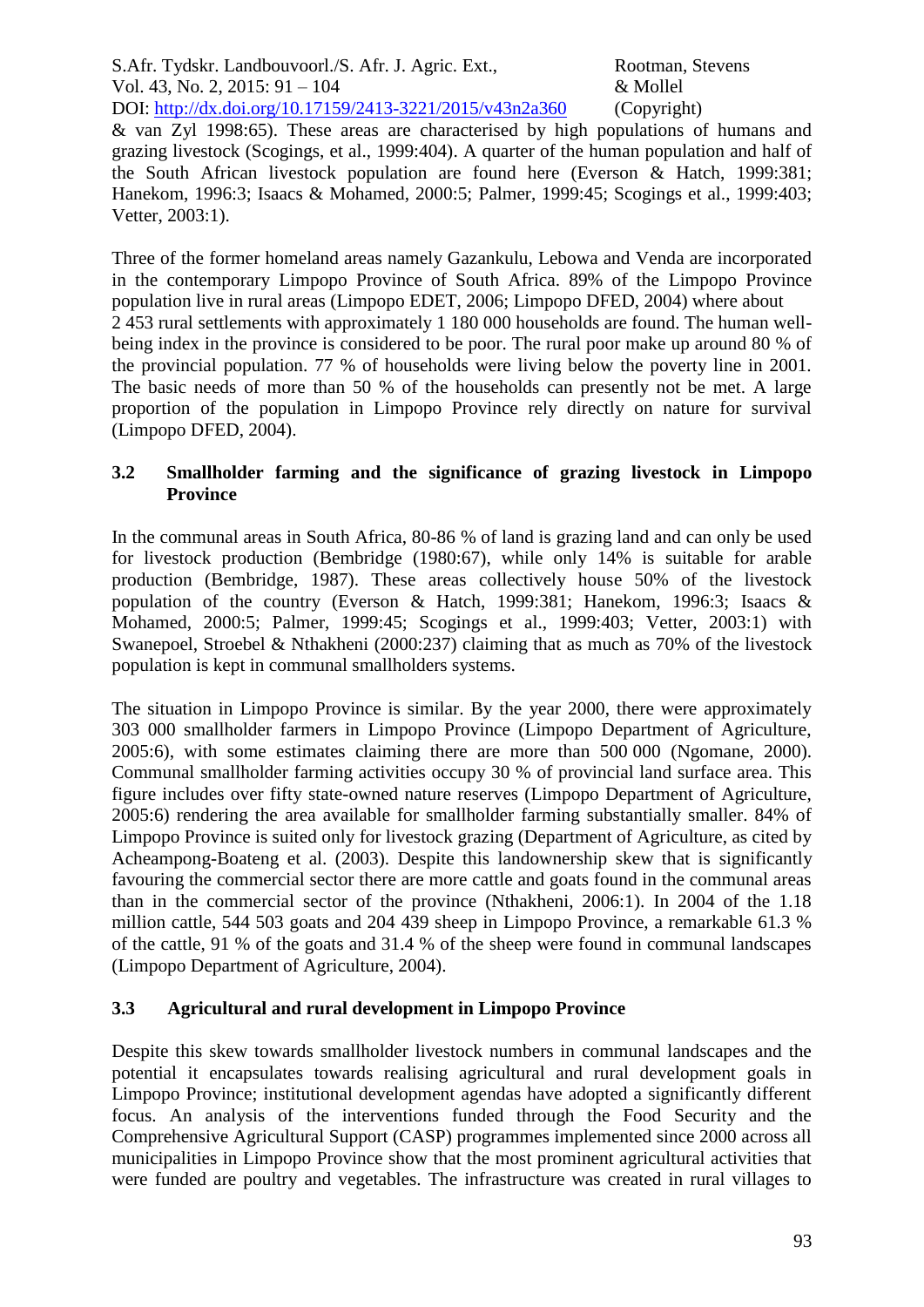& van Zyl 1998:65). These areas are characterised by high populations of humans and grazing livestock (Scogings, et al., 1999:404). A quarter of the human population and half of the South African livestock population are found here (Everson & Hatch, 1999:381; Hanekom, 1996:3; Isaacs & Mohamed, 2000:5; Palmer, 1999:45; Scogings et al., 1999:403; Vetter, 2003:1).

Three of the former homeland areas namely Gazankulu, Lebowa and Venda are incorporated in the contemporary Limpopo Province of South Africa. 89% of the Limpopo Province population live in rural areas (Limpopo EDET, 2006; Limpopo DFED, 2004) where about 2 453 rural settlements with approximately 1 180 000 households are found. The human well-being index in the province is considered to be poor. The rural poor make up around 80 % of the provincial population. 77 % of households were living below the poverty line in 2001. The basic needs of more than 50 % of the households can presently not be met. A large proportion of the population in Limpopo Province rely directly on nature for survival (Limpopo DFED, 2004).

### 3.2 Smallholder farming and the significance of grazing livestock in Limpopo Province

In the communal areas in South Africa, 80-86 % of land is grazing land and can only be used for livestock production (Bembridge (1980:67), while only 14% is suitable for arable production (Bembridge, 1987). These areas collectively house 50% of the livestock population of the country (Everson & Hatch, 1999:381; Hanekom, 1996:3; Isaacs & Mohamed, 2000:5; Palmer, 1999:45; Scogings et al., 1999:403; Vetter, 2003:1) with Swanepoel, Stroebel & Nthakheni (2000:237) claiming that as much as 70% of the livestock population is kept in communal smallholders systems.

The situation in Limpopo Province is similar. By the year 2000, there were approximately 303 000 smallholder farmers in Limpopo Province (Limpopo Department of Agriculture, 2005:6), with some estimates claiming there are more than 500 000 (Ngomane, 2000). Communal smallholder farming activities occupy 30 % of provincial land surface area. This figure includes over fifty state-owned nature reserves (Limpopo Department of Agriculture, 2005:6) rendering the area available for smallholder farming substantially smaller. 84% of Limpopo Province is suited only for livestock grazing (Department of Agriculture, as cited by Acheampong-Boateng et al. (2003). Despite this landownership skew that is significantly favouring the commercial sector there are more cattle and goats found in the communal areas than in the commercial sector of the province (Nthakheni, 2006:1). In 2004 of the 1.18 million cattle, 544 503 goats and 204 439 sheep in Limpopo Province, a remarkable 61.3 % of the cattle, 91 % of the goats and 31.4 % of the sheep were found in communal landscapes (Limpopo Department of Agriculture, 2004).

### 3.3 Agricultural and rural development in Limpopo Province

Despite this skew towards smallholder livestock numbers in communal landscapes and the potential it encapsulates towards realising agricultural and rural development goals in Limpopo Province; institutional development agendas have adopted a significantly different focus. An analysis of the interventions funded through the Food Security and the Comprehensive Agricultural Support (CASP) programmes implemented since 2000 across all municipalities in Limpopo Province show that the most prominent agricultural activities that were funded are poultry and vegetables. The infrastructure was created in rural villages to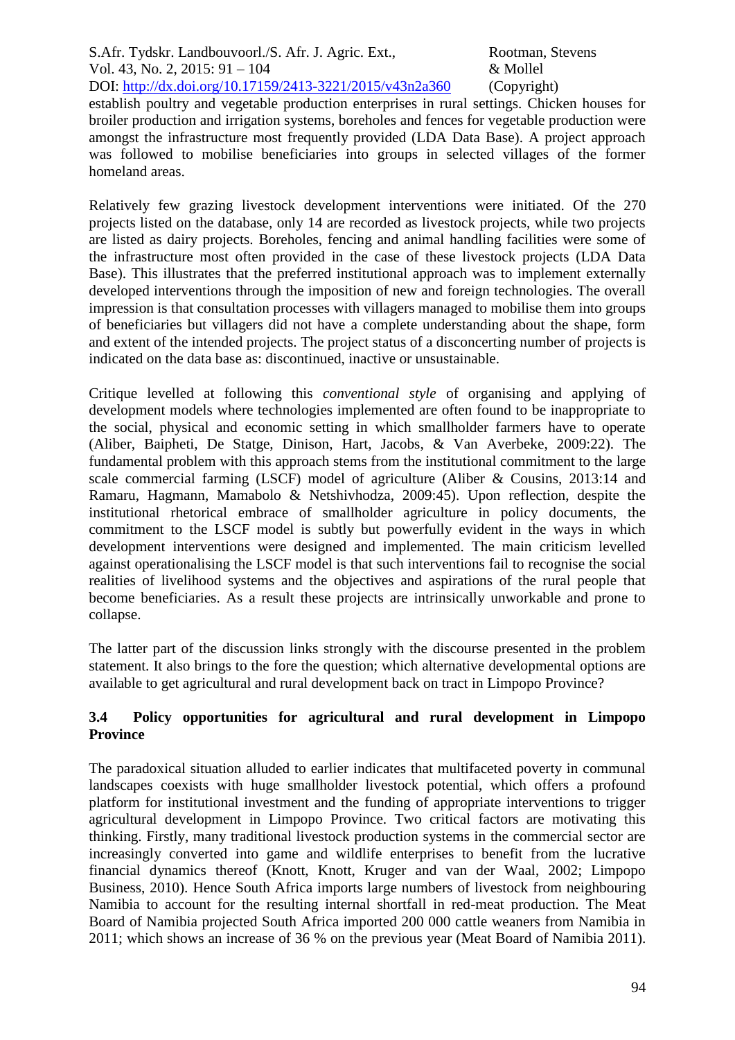establish poultry and vegetable production enterprises in rural settings. Chicken houses for broiler production and irrigation systems, boreholes and fences for vegetable production were amongst the infrastructure most frequently provided (LDA Data Base). A project approach was followed to mobilise beneficiaries into groups in selected villages of the former homeland areas.

Relatively few grazing livestock development interventions were initiated. Of the 270 projects listed on the database, only 14 are recorded as livestock projects, while two projects are listed as dairy projects. Boreholes, fencing and animal handling facilities were some of the infrastructure most often provided in the case of these livestock projects (LDA Data Base). This illustrates that the preferred institutional approach was to implement externally developed interventions through the imposition of new and foreign technologies. The overall impression is that consultation processes with villagers managed to mobilise them into groups of beneficiaries but villagers did not have a complete understanding about the shape, form and extent of the intended projects. The project status of a disconcerting number of projects is indicated on the data base as: discontinued, inactive or unsustainable.

Critique levelled at following this *conventional style* of organising and applying of development models where technologies implemented are often found to be inappropriate to the social, physical and economic setting in which smallholder farmers have to operate (Aliber, Baipheti, De Statge, Dinison, Hart, Jacobs, & Van Averbeke, 2009:22). The fundamental problem with this approach stems from the institutional commitment to the large scale commercial farming (LSCF) model of agriculture (Aliber & Cousins, 2013:14 and Ramaru, Hagmann, Mamabolo & Netshivhodza, 2009:45). Upon reflection, despite the institutional rhetorical embrace of smallholder agriculture in policy documents, the commitment to the LSCF model is subtly but powerfully evident in the ways in which development interventions were designed and implemented. The main criticism levelled against operationalising the LSCF model is that such interventions fail to recognise the social realities of livelihood systems and the objectives and aspirations of the rural people that become beneficiaries. As a result these projects are intrinsically unworkable and prone to collapse.

The latter part of the discussion links strongly with the discourse presented in the problem statement. It also brings to the fore the question; which alternative developmental options are available to get agricultural and rural development back on tract in Limpopo Province?

### 3.4 Policy opportunities for agricultural and rural development in Limpopo Province

The paradoxical situation alluded to earlier indicates that multifaceted poverty in communal landscapes coexists with huge smallholder livestock potential, which offers a profound platform for institutional investment and the funding of appropriate interventions to trigger agricultural development in Limpopo Province. Two critical factors are motivating this thinking. Firstly, many traditional livestock production systems in the commercial sector are increasingly converted into game and wildlife enterprises to benefit from the lucrative financial dynamics thereof (Knott, Knott, Kruger and van der Waal, 2002; Limpopo Business, 2010). Hence South Africa imports large numbers of livestock from neighbouring Namibia to account for the resulting internal shortfall in red-meat production. The Meat Board of Namibia projected South Africa imported 200 000 cattle weaners from Namibia in 2011; which shows an increase of 36 % on the previous year (Meat Board of Namibia 2011).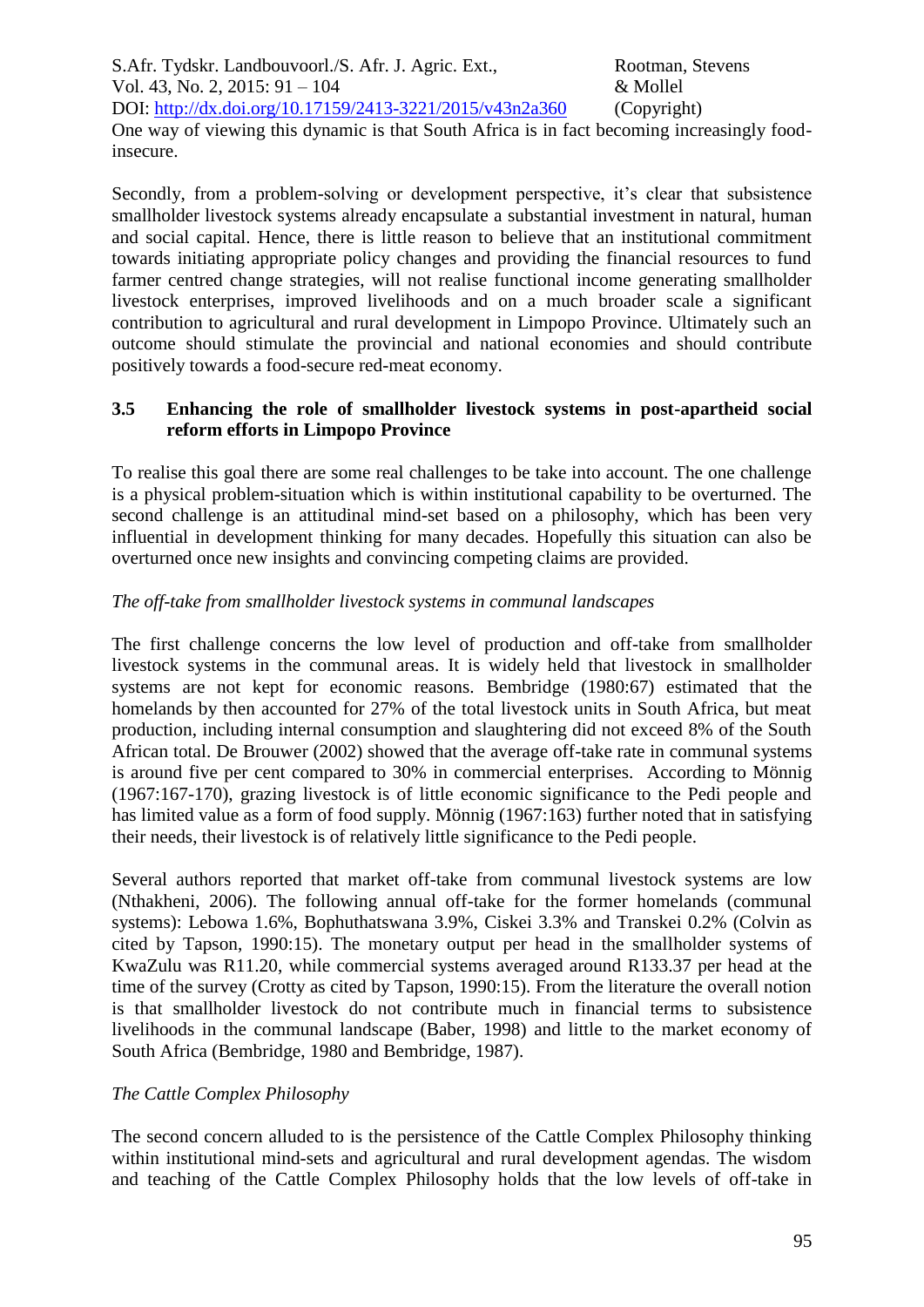One way of viewing this dynamic is that South Africa is in fact becoming increasingly food-insecure.

Secondly, from a problem-solving or development perspective, it's clear that subsistence smallholder livestock systems already encapsulate a substantial investment in natural, human and social capital. Hence, there is little reason to believe that an institutional commitment towards initiating appropriate policy changes and providing the financial resources to fund farmer centred change strategies, will not realise functional income generating smallholder livestock enterprises, improved livelihoods and on a much broader scale a significant contribution to agricultural and rural development in Limpopo Province. Ultimately such an outcome should stimulate the provincial and national economies and should contribute positively towards a food-secure red-meat economy.

### 3.5 Enhancing the role of smallholder livestock systems in post-apartheid social reform efforts in Limpopo Province

To realise this goal there are some real challenges to be take into account. The one challenge is a physical problem-situation which is within institutional capability to be overturned. The second challenge is an attitudinal mind-set based on a philosophy, which has been very influential in development thinking for many decades. Hopefully this situation can also be overturned once new insights and convincing competing claims are provided.

*The off-take from smallholder livestock systems in communal landscapes*

The first challenge concerns the low level of production and off-take from smallholder livestock systems in the communal areas. It is widely held that livestock in smallholder systems are not kept for economic reasons. Bembridge (1980:67) estimated that the homelands by then accounted for 27% of the total livestock units in South Africa, but meat production, including internal consumption and slaughtering did not exceed 8% of the South African total. De Brouwer (2002) showed that the average off-take rate in communal systems is around five per cent compared to 30% in commercial enterprises. According to Mönnig (1967:167-170), grazing livestock is of little economic significance to the Pedi people and has limited value as a form of food supply. Mönnig (1967:163) further noted that in satisfying their needs, their livestock is of relatively little significance to the Pedi people.

Several authors reported that market off-take from communal livestock systems are low (Nthakheni, 2006). The following annual off-take for the former homelands (communal systems): Lebowa 1.6%, Bophuthatswana 3.9%, Ciskei 3.3% and Transkei 0.2% (Colvin as cited by Tapson, 1990:15). The monetary output per head in the smallholder systems of KwaZulu was R11.20, while commercial systems averaged around R133.37 per head at the time of the survey (Crotty as cited by Tapson, 1990:15). From the literature the overall notion is that smallholder livestock do not contribute much in financial terms to subsistence livelihoods in the communal landscape (Baber, 1998) and little to the market economy of South Africa (Bembridge, 1980 and Bembridge, 1987).

*The Cattle Complex Philosophy*

The second concern alluded to is the persistence of the Cattle Complex Philosophy thinking within institutional mind-sets and agricultural and rural development agendas. The wisdom and teaching of the Cattle Complex Philosophy holds that the low levels of off-take in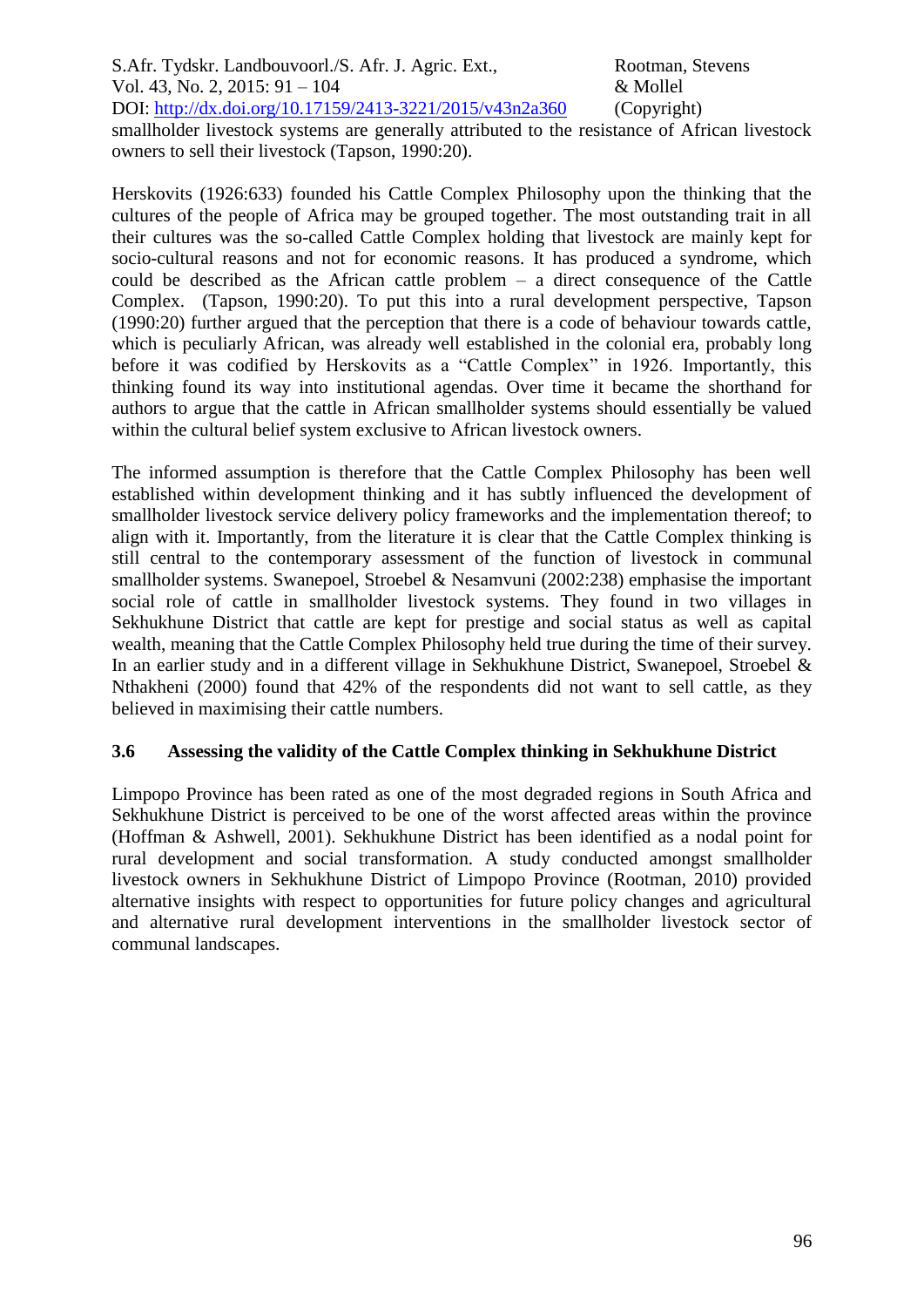smallholder livestock systems are generally attributed to the resistance of African livestock owners to sell their livestock (Tapson, 1990:20).

Herskovits (1926:633) founded his Cattle Complex Philosophy upon the thinking that the cultures of the people of Africa may be grouped together. The most outstanding trait in all their cultures was the so-called Cattle Complex holding that livestock are mainly kept for socio-cultural reasons and not for economic reasons. It has produced a syndrome, which could be described as the African cattle problem – a direct consequence of the Cattle Complex. (Tapson, 1990:20). To put this into a rural development perspective, Tapson (1990:20) further argued that the perception that there is a code of behaviour towards cattle, which is peculiarly African, was already well established in the colonial era, probably long before it was codified by Herskovits as a "Cattle Complex" in 1926. Importantly, this thinking found its way into institutional agendas. Over time it became the shorthand for authors to argue that the cattle in African smallholder systems should essentially be valued within the cultural belief system exclusive to African livestock owners.

The informed assumption is therefore that the Cattle Complex Philosophy has been well established within development thinking and it has subtly influenced the development of smallholder livestock service delivery policy frameworks and the implementation thereof; to align with it. Importantly, from the literature it is clear that the Cattle Complex thinking is still central to the contemporary assessment of the function of livestock in communal smallholder systems. Swanepoel, Stroebel & Nesamvuni (2002:238) emphasise the important social role of cattle in smallholder livestock systems. They found in two villages in Sekhukhune District that cattle are kept for prestige and social status as well as capital wealth, meaning that the Cattle Complex Philosophy held true during the time of their survey. In an earlier study and in a different village in Sekhukhune District, Swanepoel, Stroebel & Nthakheni (2000) found that 42% of the respondents did not want to sell cattle, as they believed in maximising their cattle numbers.

### 3.6 Assessing the validity of the Cattle Complex thinking in Sekhukhune District

Limpopo Province has been rated as one of the most degraded regions in South Africa and Sekhukhune District is perceived to be one of the worst affected areas within the province (Hoffman & Ashwell, 2001). Sekhukhune District has been identified as a nodal point for rural development and social transformation. A study conducted amongst smallholder livestock owners in Sekhukhune District of Limpopo Province (Rootman, 2010) provided alternative insights with respect to opportunities for future policy changes and agricultural and alternative rural development interventions in the smallholder livestock sector of communal landscapes.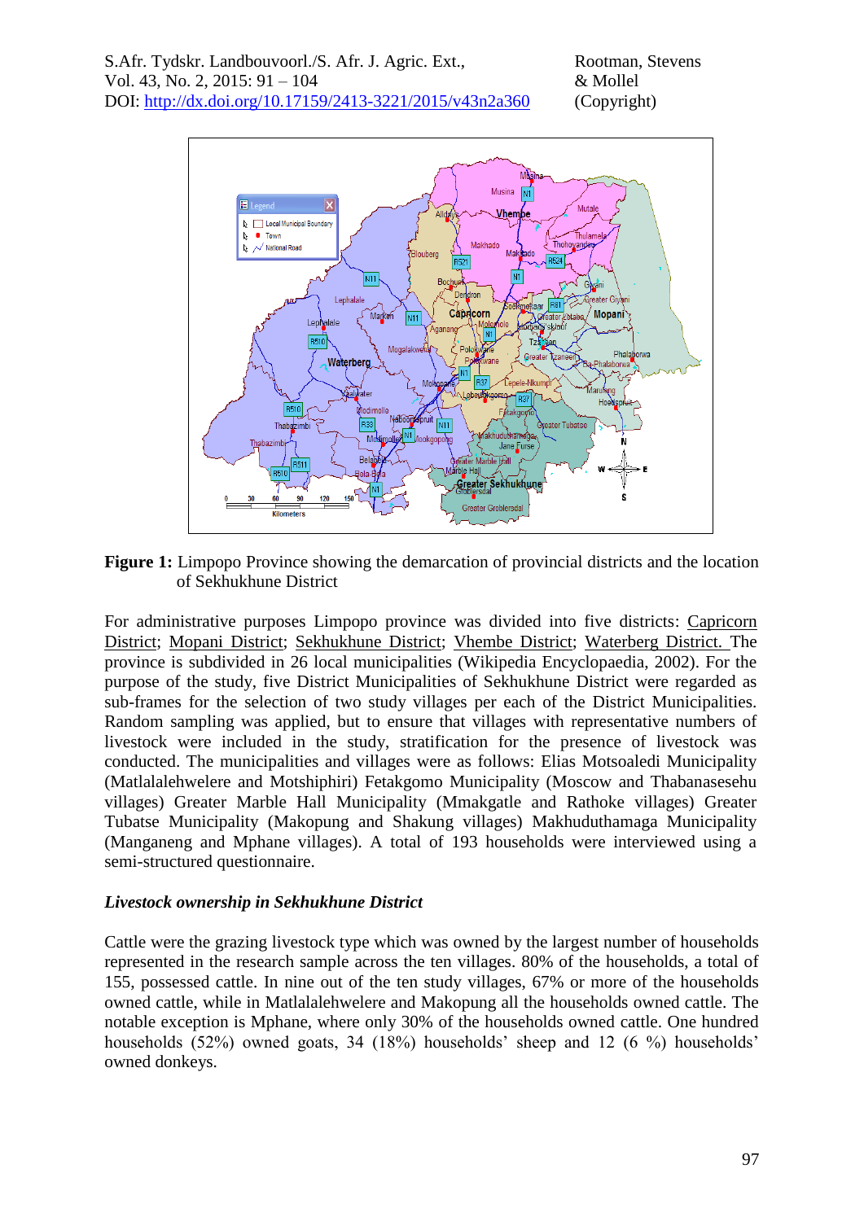**Figure 1:** Limpopo Province showing the demarcation of provincial districts and the location of Sekhukhune District

For administrative purposes Limpopo province was divided into five districts: Capricorn District; Mopani District; Sekhukhune District; Vhembe District; Waterberg District. The province is subdivided in 26 local municipalities (Wikipedia Encyclopaedia, 2002). For the purpose of the study, five District Municipalities of Sekhukhune District were regarded as sub-frames for the selection of two study villages per each of the District Municipalities. Random sampling was applied, but to ensure that villages with representative numbers of livestock were included in the study, stratification for the presence of livestock was conducted. The municipalities and villages were as follows: Elias Motsoaledi Municipality (Matlalalehwelere and Motshiphiri) Fetakgomo Municipality (Moscow and Thabanasesehu villages) Greater Marble Hall Municipality (Mmakgatle and Rathoke villages) Greater Tubatse Municipality (Makopung and Shakung villages) Makhuduthamaga Municipality (Manganeng and Mphane villages). A total of 193 households were interviewed using a semi-structured questionnaire.

### *Livestock ownership in Sekhukhune District*

Cattle were the grazing livestock type which was owned by the largest number of households represented in the research sample across the ten villages. 80% of the households, a total of 155, possessed cattle. In nine out of the ten study villages, 67% or more of the households owned cattle, while in Matlalalehwelere and Makopung all the households owned cattle. The notable exception is Mphane, where only 30% of the households owned cattle. One hundred households (52%) owned goats, 34 (18%) households' sheep and 12 (6 %) households' owned donkeys.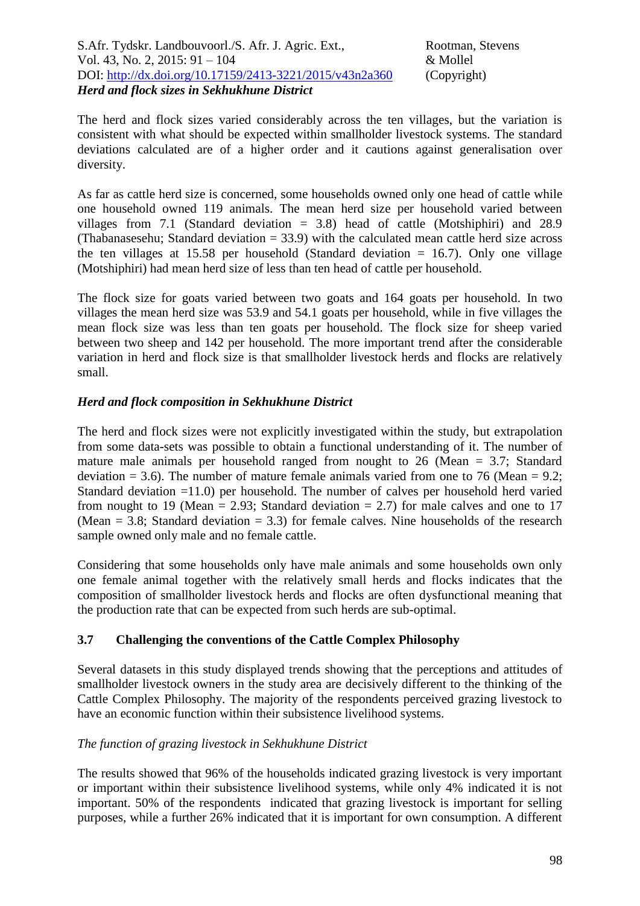The herd and flock sizes varied considerably across the ten villages, but the variation is consistent with what should be expected within smallholder livestock systems. The standard deviations calculated are of a higher order and it cautions against generalisation over diversity.

As far as cattle herd size is concerned, some households owned only one head of cattle while one household owned 119 animals. The mean herd size per household varied between villages from 7.1 (Standard deviation = 3.8) head of cattle (Motshiphiri) and 28.9 (Thabanasesehu; Standard deviation = 33.9) with the calculated mean cattle herd size across the ten villages at 15.58 per household (Standard deviation = 16.7). Only one village (Motshiphiri) had mean herd size of less than ten head of cattle per household.

The flock size for goats varied between two goats and 164 goats per household. In two villages the mean herd size was 53.9 and 54.1 goats per household, while in five villages the mean flock size was less than ten goats per household. The flock size for sheep varied between two sheep and 142 per household. The more important trend after the considerable variation in herd and flock size is that smallholder livestock herds and flocks are relatively small.

***Herd and flock composition in Sekhukhune District***

The herd and flock sizes were not explicitly investigated within the study, but extrapolation from some data-sets was possible to obtain a functional understanding of it. The number of mature male animals per household ranged from nought to 26 (Mean = 3.7; Standard deviation = 3.6). The number of mature female animals varied from one to 76 (Mean = 9.2; Standard deviation =11.0) per household. The number of calves per household herd varied from nought to 19 (Mean = 2.93; Standard deviation = 2.7) for male calves and one to 17 (Mean = 3.8; Standard deviation = 3.3) for female calves. Nine households of the research sample owned only male and no female cattle.

Considering that some households only have male animals and some households own only one female animal together with the relatively small herds and flocks indicates that the composition of smallholder livestock herds and flocks are often dysfunctional meaning that the production rate that can be expected from such herds are sub-optimal.

## 3.7 Challenging the conventions of the Cattle Complex Philosophy

Several datasets in this study displayed trends showing that the perceptions and attitudes of smallholder livestock owners in the study area are decisively different to the thinking of the Cattle Complex Philosophy. The majority of the respondents perceived grazing livestock to have an economic function within their subsistence livelihood systems.

*The function of grazing livestock in Sekhukhune District*

The results showed that 96% of the households indicated grazing livestock is very important or important within their subsistence livelihood systems, while only 4% indicated it is not important. 50% of the respondents indicated that grazing livestock is important for selling purposes, while a further 26% indicated that it is important for own consumption. A different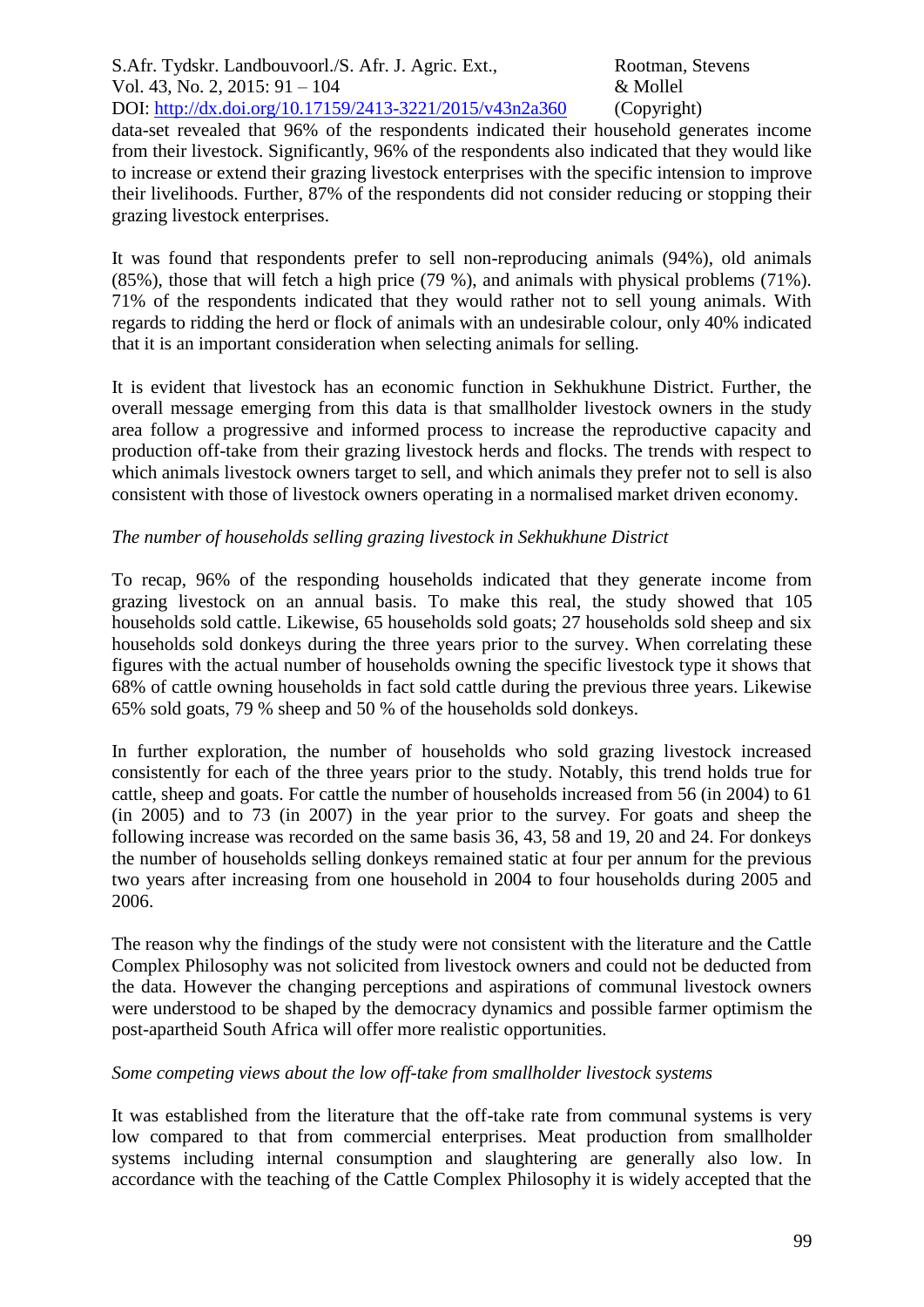data-set revealed that 96% of the respondents indicated their household generates income from their livestock. Significantly, 96% of the respondents also indicated that they would like to increase or extend their grazing livestock enterprises with the specific intension to improve their livelihoods. Further, 87% of the respondents did not consider reducing or stopping their grazing livestock enterprises.

It was found that respondents prefer to sell non-reproducing animals (94%), old animals (85%), those that will fetch a high price (79 %), and animals with physical problems (71%). 71% of the respondents indicated that they would rather not to sell young animals. With regards to ridding the herd or flock of animals with an undesirable colour, only 40% indicated that it is an important consideration when selecting animals for selling.

It is evident that livestock has an economic function in Sekhukhune District. Further, the overall message emerging from this data is that smallholder livestock owners in the study area follow a progressive and informed process to increase the reproductive capacity and production off-take from their grazing livestock herds and flocks. The trends with respect to which animals livestock owners target to sell, and which animals they prefer not to sell is also consistent with those of livestock owners operating in a normalised market driven economy.

*The number of households selling grazing livestock in Sekhukhune District*

To recap, 96% of the responding households indicated that they generate income from grazing livestock on an annual basis. To make this real, the study showed that 105 households sold cattle. Likewise, 65 households sold goats; 27 households sold sheep and six households sold donkeys during the three years prior to the survey. When correlating these figures with the actual number of households owning the specific livestock type it shows that 68% of cattle owning households in fact sold cattle during the previous three years. Likewise 65% sold goats, 79 % sheep and 50 % of the households sold donkeys.

In further exploration, the number of households who sold grazing livestock increased consistently for each of the three years prior to the study. Notably, this trend holds true for cattle, sheep and goats. For cattle the number of households increased from 56 (in 2004) to 61 (in 2005) and to 73 (in 2007) in the year prior to the survey. For goats and sheep the following increase was recorded on the same basis 36, 43, 58 and 19, 20 and 24. For donkeys the number of households selling donkeys remained static at four per annum for the previous two years after increasing from one household in 2004 to four households during 2005 and 2006.

The reason why the findings of the study were not consistent with the literature and the Cattle Complex Philosophy was not solicited from livestock owners and could not be deducted from the data. However the changing perceptions and aspirations of communal livestock owners were understood to be shaped by the democracy dynamics and possible farmer optimism the post-apartheid South Africa will offer more realistic opportunities.

*Some competing views about the low off-take from smallholder livestock systems*

It was established from the literature that the off-take rate from communal systems is very low compared to that from commercial enterprises. Meat production from smallholder systems including internal consumption and slaughtering are generally also low. In accordance with the teaching of the Cattle Complex Philosophy it is widely accepted that the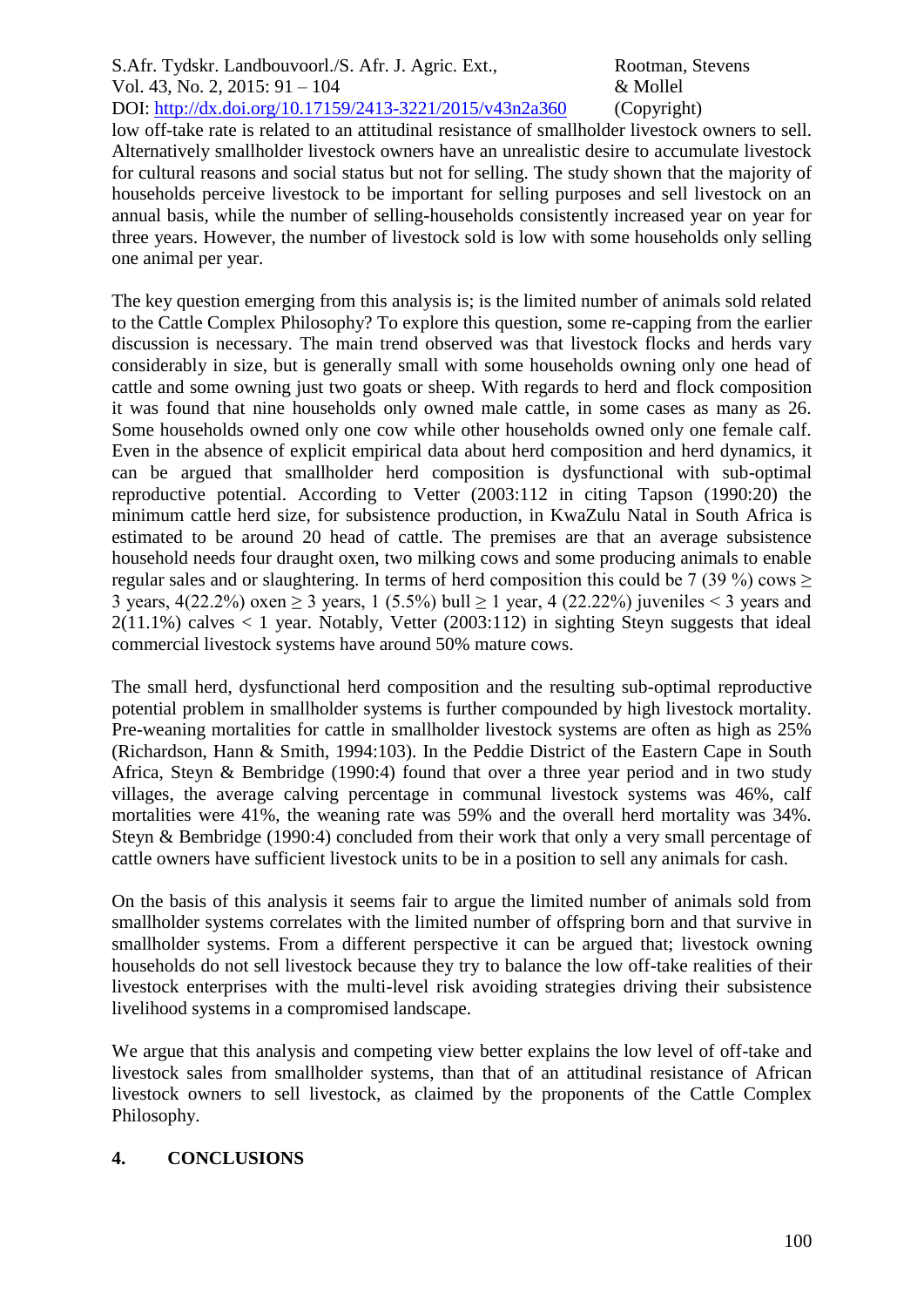low off-take rate is related to an attitudinal resistance of smallholder livestock owners to sell. Alternatively smallholder livestock owners have an unrealistic desire to accumulate livestock for cultural reasons and social status but not for selling. The study shown that the majority of households perceive livestock to be important for selling purposes and sell livestock on an annual basis, while the number of selling-households consistently increased year on year for three years. However, the number of livestock sold is low with some households only selling one animal per year.

The key question emerging from this analysis is; is the limited number of animals sold related to the Cattle Complex Philosophy? To explore this question, some re-capping from the earlier discussion is necessary. The main trend observed was that livestock flocks and herds vary considerably in size, but is generally small with some households owning only one head of cattle and some owning just two goats or sheep. With regards to herd and flock composition it was found that nine households only owned male cattle, in some cases as many as 26. Some households owned only one cow while other households owned only one female calf. Even in the absence of explicit empirical data about herd composition and herd dynamics, it can be argued that smallholder herd composition is dysfunctional with sub-optimal reproductive potential. According to Vetter (2003:112 in citing Tapson (1990:20) the minimum cattle herd size, for subsistence production, in KwaZulu Natal in South Africa is estimated to be around 20 head of cattle. The premises are that an average subsistence household needs four draught oxen, two milking cows and some producing animals to enable regular sales and or slaughtering. In terms of herd composition this could be 7 (39 %) cows $\geq$ 3 years, 4(22.2%) oxen $\geq$ 3 years, 1 (5.5%) bull $\geq$ 1 year, 4 (22.22%) juveniles < 3 years and 2(11.1%) calves < 1 year. Notably, Vetter (2003:112) in sighting Steyn suggests that ideal commercial livestock systems have around 50% mature cows.

The small herd, dysfunctional herd composition and the resulting sub-optimal reproductive potential problem in smallholder systems is further compounded by high livestock mortality. Pre-weaning mortalities for cattle in smallholder livestock systems are often as high as 25% (Richardson, Hann & Smith, 1994:103). In the Peddie District of the Eastern Cape in South Africa, Steyn & Bembridge (1990:4) found that over a three year period and in two study villages, the average calving percentage in communal livestock systems was 46%, calf mortalities were 41%, the weaning rate was 59% and the overall herd mortality was 34%. Steyn & Bembridge (1990:4) concluded from their work that only a very small percentage of cattle owners have sufficient livestock units to be in a position to sell any animals for cash.

On the basis of this analysis it seems fair to argue the limited number of animals sold from smallholder systems correlates with the limited number of offspring born and that survive in smallholder systems. From a different perspective it can be argued that; livestock owning households do not sell livestock because they try to balance the low off-take realities of their livestock enterprises with the multi-level risk avoiding strategies driving their subsistence livelihood systems in a compromised landscape.

We argue that this analysis and competing view better explains the low level of off-take and livestock sales from smallholder systems, than that of an attitudinal resistance of African livestock owners to sell livestock, as claimed by the proponents of the Cattle Complex Philosophy.

## 4. CONCLUSIONS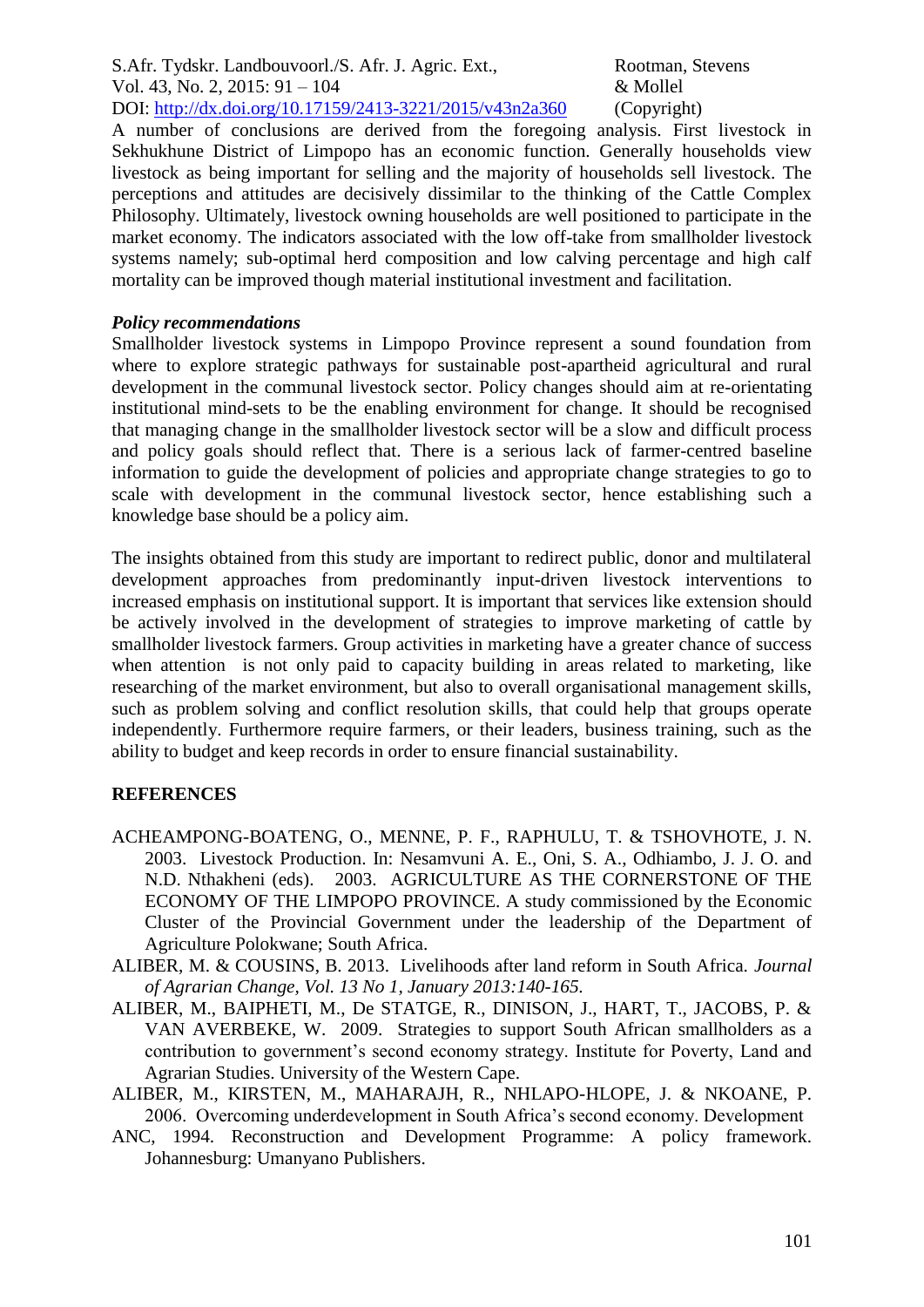A number of conclusions are derived from the foregoing analysis. First livestock in Sekhukhune District of Limpopo has an economic function. Generally households view livestock as being important for selling and the majority of households sell livestock. The perceptions and attitudes are decisively dissimilar to the thinking of the Cattle Complex Philosophy. Ultimately, livestock owning households are well positioned to participate in the market economy. The indicators associated with the low off-take from smallholder livestock systems namely; sub-optimal herd composition and low calving percentage and high calf mortality can be improved though material institutional investment and facilitation.

### *Policy recommendations*

Smallholder livestock systems in Limpopo Province represent a sound foundation from where to explore strategic pathways for sustainable post-apartheid agricultural and rural development in the communal livestock sector. Policy changes should aim at re-orientating institutional mind-sets to be the enabling environment for change. It should be recognised that managing change in the smallholder livestock sector will be a slow and difficult process and policy goals should reflect that. There is a serious lack of farmer-centred baseline information to guide the development of policies and appropriate change strategies to go to scale with development in the communal livestock sector, hence establishing such a knowledge base should be a policy aim.

The insights obtained from this study are important to redirect public, donor and multilateral development approaches from predominantly input-driven livestock interventions to increased emphasis on institutional support. It is important that services like extension should be actively involved in the development of strategies to improve marketing of cattle by smallholder livestock farmers. Group activities in marketing have a greater chance of success when attention is not only paid to capacity building in areas related to marketing, like researching of the market environment, but also to overall organisational management skills, such as problem solving and conflict resolution skills, that could help that groups operate independently. Furthermore require farmers, or their leaders, business training, such as the ability to budget and keep records in order to ensure financial sustainability.

## REFERENCES

ACHEAMPONG-BOATENG, O., MENNE, P. F., RAPHULU, T. & TSHOVHOTE, J. N. 2003. Livestock Production. In: Nesamvuni A. E., Oni, S. A., Odhiambo, J. J. O. and N.D. Nthakheni (eds). 2003. AGRICULTURE AS THE CORNERSTONE OF THE ECONOMY OF THE LIMPOPO PROVINCE. A study commissioned by the Economic Cluster of the Provincial Government under the leadership of the Department of Agriculture Polokwane; South Africa.

ALIBER, M. & COUSINS, B. 2013. Livelihoods after land reform in South Africa. *Journal of Agrarian Change, Vol. 13 No 1, January 2013:140-165.*

ALIBER, M., BAIPHETI, M., De STATGE, R., DINISON, J., HART, T., JACOBS, P. & VAN AVERBEKE, W. 2009. Strategies to support South African smallholders as a contribution to government's second economy strategy. Institute for Poverty, Land and Agrarian Studies. University of the Western Cape.

ALIBER, M., KIRSTEN, M., MAHARAJH, R., NHLAPO-HLOPE, J. & NKOANE, P. 2006. Overcoming underdevelopment in South Africa's second economy. Development

ANC, 1994. Reconstruction and Development Programme: A policy framework. Johannesburg: Umanyano Publishers.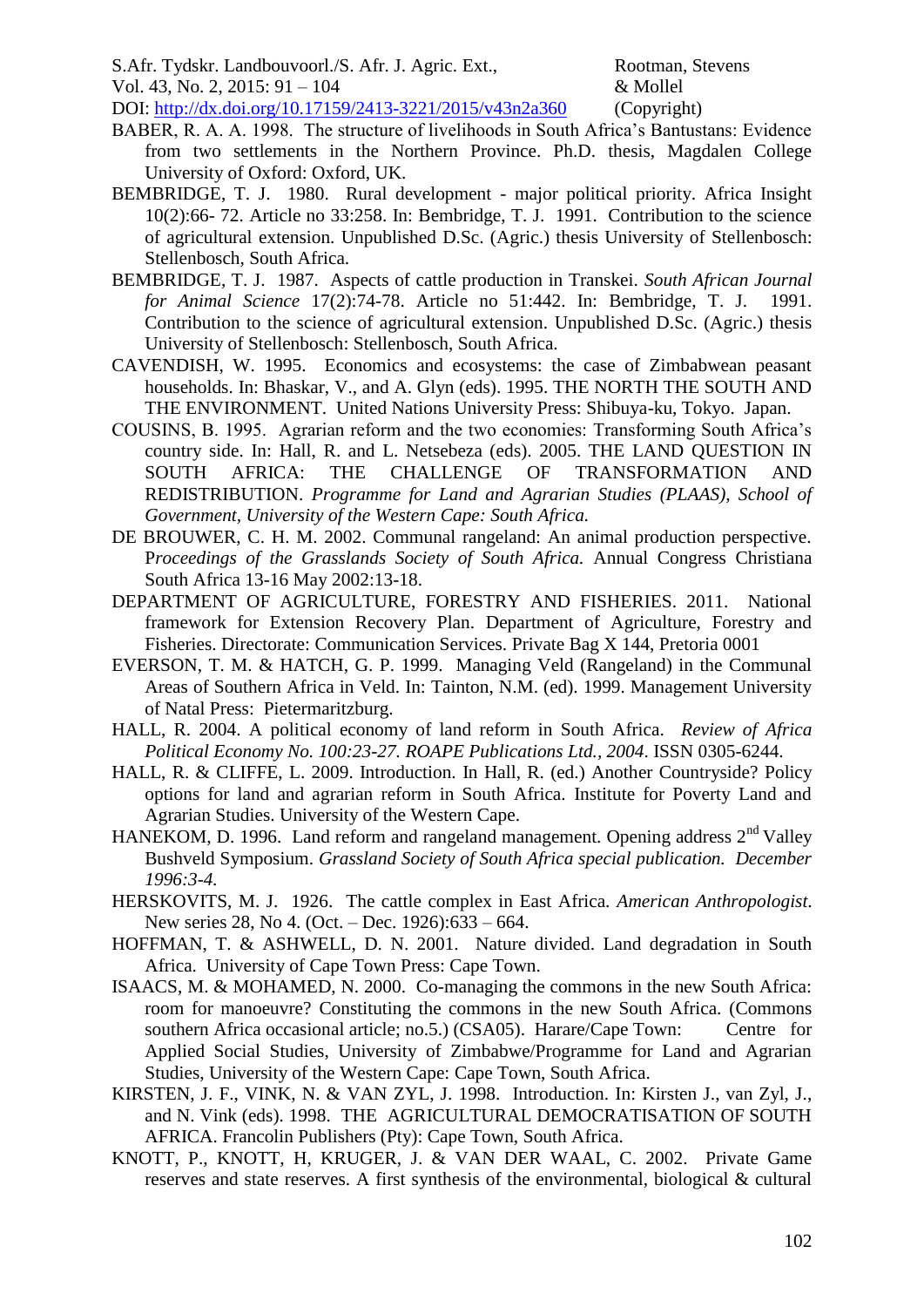BABER, R. A. A. 1998. The structure of livelihoods in South Africa's Bantustans: Evidence from two settlements in the Northern Province. Ph.D. thesis, Magdalen College University of Oxford: Oxford, UK.

BEMBRIDGE, T. J. 1980. Rural development - major political priority. Africa Insight 10(2):66- 72. Article no 33:258. In: Bembridge, T. J. 1991. Contribution to the science of agricultural extension. Unpublished D.Sc. (Agric.) thesis University of Stellenbosch: Stellenbosch, South Africa.

BEMBRIDGE, T. J. 1987. Aspects of cattle production in Transkei. *South African Journal for Animal Science* 17(2):74-78. Article no 51:442. In: Bembridge, T. J. 1991. Contribution to the science of agricultural extension. Unpublished D.Sc. (Agric.) thesis University of Stellenbosch: Stellenbosch, South Africa.

CAVENDISH, W. 1995. Economics and ecosystems: the case of Zimbabwean peasant households. In: Bhaskar, V., and A. Glyn (eds). 1995. THE NORTH THE SOUTH AND THE ENVIRONMENT. United Nations University Press: Shibuya-ku, Tokyo. Japan.

COUSINS, B. 1995. Agrarian reform and the two economies: Transforming South Africa's country side. In: Hall, R. and L. Netsebeza (eds). 2005. THE LAND QUESTION IN SOUTH AFRICA: THE CHALLENGE OF TRANSFORMATION AND REDISTRIBUTION. *Programme for Land and Agrarian Studies (PLAAS), School of Government, University of the Western Cape: South Africa.*

DE BROUWER, C. H. M. 2002. Communal rangeland: An animal production perspective. P*roceedings of the Grasslands Society of South Africa.* Annual Congress Christiana South Africa 13-16 May 2002:13-18.

DEPARTMENT OF AGRICULTURE, FORESTRY AND FISHERIES. 2011. National framework for Extension Recovery Plan. Department of Agriculture, Forestry and Fisheries. Directorate: Communication Services. Private Bag X 144, Pretoria 0001

EVERSON, T. M. & HATCH, G. P. 1999. Managing Veld (Rangeland) in the Communal Areas of Southern Africa in Veld. In: Tainton, N.M. (ed). 1999. Management University of Natal Press: Pietermaritzburg.

HALL, R. 2004. A political economy of land reform in South Africa. *Review of Africa Political Economy No. 100:23-27. ROAPE Publications Ltd., 2004*. ISSN 0305-6244.

HALL, R. & CLIFFE, L. 2009. Introduction. In Hall, R. (ed.) Another Countryside? Policy options for land and agrarian reform in South Africa. Institute for Poverty Land and Agrarian Studies. University of the Western Cape.

HANEKOM, D. 1996. Land reform and rangeland management. Opening address 2nd Valley Bushveld Symposium. *Grassland Society of South Africa special publication. December 1996:3-4.*

HERSKOVITS, M. J. 1926. The cattle complex in East Africa. *American Anthropologist.* New series 28, No 4. (Oct. – Dec. 1926):633 – 664.

HOFFMAN, T. & ASHWELL, D. N. 2001. Nature divided. Land degradation in South Africa. University of Cape Town Press: Cape Town.

ISAACS, M. & MOHAMED, N. 2000. Co-managing the commons in the new South Africa: room for manoeuvre? Constituting the commons in the new South Africa. (Commons southern Africa occasional article; no.5.) (CSA05). Harare/Cape Town: Centre for Applied Social Studies, University of Zimbabwe/Programme for Land and Agrarian Studies, University of the Western Cape: Cape Town, South Africa.

KIRSTEN, J. F., VINK, N. & VAN ZYL, J. 1998. Introduction. In: Kirsten J., van Zyl, J., and N. Vink (eds). 1998. THE AGRICULTURAL DEMOCRATISATION OF SOUTH AFRICA. Francolin Publishers (Pty): Cape Town, South Africa.

KNOTT, P., KNOTT, H, KRUGER, J. & VAN DER WAAL, C. 2002. Private Game reserves and state reserves. A first synthesis of the environmental, biological & cultural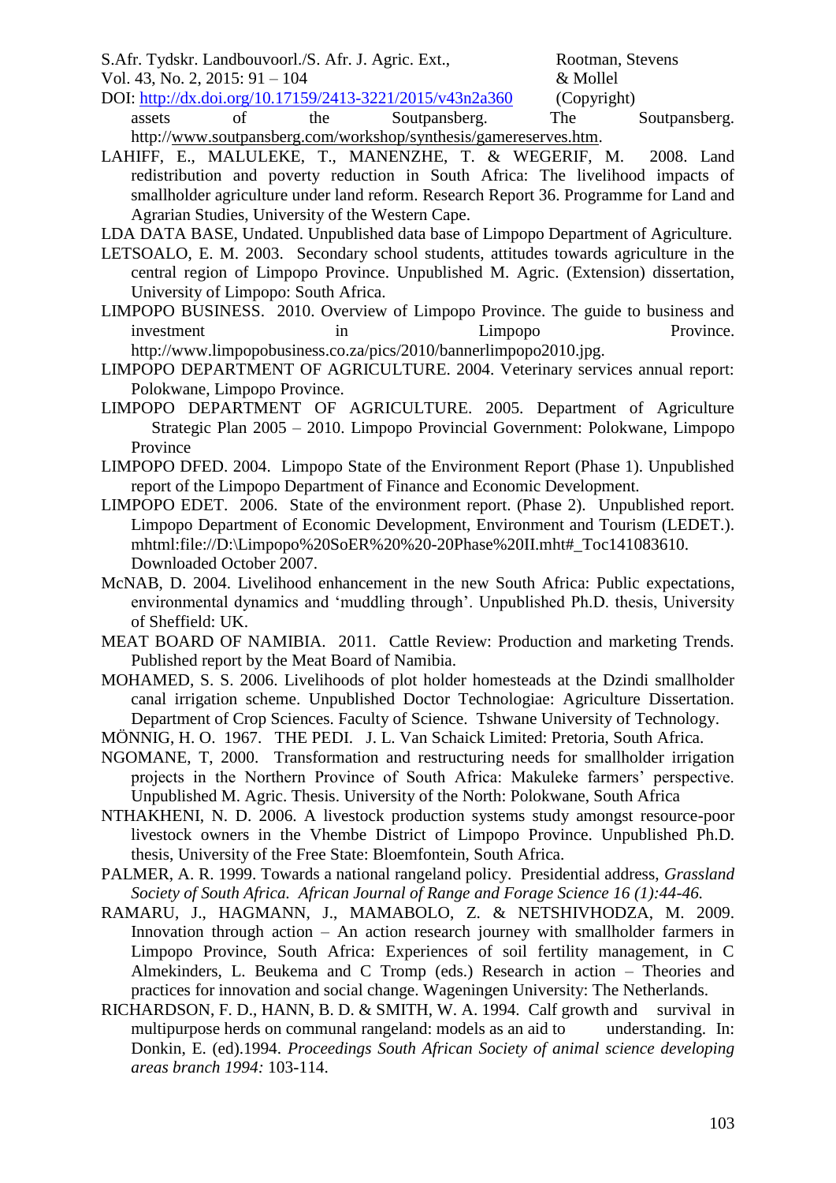assets of the Soutpansberg. The Soutpansberg. http://www.soutpansberg.com/workshop/synthesis/gamereserves.htm.

LAHIFF, E., MALULEKE, T., MANENZHE, T. & WEGERIF, M. 2008. Land redistribution and poverty reduction in South Africa: The livelihood impacts of smallholder agriculture under land reform. Research Report 36. Programme for Land and Agrarian Studies, University of the Western Cape.

LDA DATA BASE, Undated. Unpublished data base of Limpopo Department of Agriculture.

LETSOALO, E. M. 2003. Secondary school students, attitudes towards agriculture in the central region of Limpopo Province. Unpublished M. Agric. (Extension) dissertation, University of Limpopo: South Africa.

LIMPOPO BUSINESS. 2010. Overview of Limpopo Province. The guide to business and investment in Limpopo Province. http://www.limpopobusiness.co.za/pics/2010/bannerlimpopo2010.jpg.

LIMPOPO DEPARTMENT OF AGRICULTURE. 2004. Veterinary services annual report: Polokwane, Limpopo Province.

LIMPOPO DEPARTMENT OF AGRICULTURE. 2005. Department of Agriculture Strategic Plan 2005 – 2010. Limpopo Provincial Government: Polokwane, Limpopo Province

LIMPOPO DFED. 2004. Limpopo State of the Environment Report (Phase 1). Unpublished report of the Limpopo Department of Finance and Economic Development.

LIMPOPO EDET. 2006. State of the environment report. (Phase 2). Unpublished report. Limpopo Department of Economic Development, Environment and Tourism (LEDET.). mhtml:file://D:\Limpopo%20SoER%20%20-20Phase%20II.mht#_Toc141083610. Downloaded October 2007.

McNAB, D. 2004. Livelihood enhancement in the new South Africa: Public expectations, environmental dynamics and 'muddling through'. Unpublished Ph.D. thesis, University of Sheffield: UK.

MEAT BOARD OF NAMIBIA. 2011. Cattle Review: Production and marketing Trends. Published report by the Meat Board of Namibia.

MOHAMED, S. S. 2006. Livelihoods of plot holder homesteads at the Dzindi smallholder canal irrigation scheme. Unpublished Doctor Technologiae: Agriculture Dissertation. Department of Crop Sciences. Faculty of Science. Tshwane University of Technology.

MÖNNIG, H. O. 1967. THE PEDI. J. L. Van Schaick Limited: Pretoria, South Africa.

NGOMANE, T, 2000. Transformation and restructuring needs for smallholder irrigation projects in the Northern Province of South Africa: Makuleke farmers' perspective. Unpublished M. Agric. Thesis. University of the North: Polokwane, South Africa

NTHAKHENI, N. D. 2006. A livestock production systems study amongst resource-poor livestock owners in the Vhembe District of Limpopo Province. Unpublished Ph.D. thesis, University of the Free State: Bloemfontein, South Africa.

PALMER, A. R. 1999. Towards a national rangeland policy. Presidential address, *Grassland Society of South Africa. African Journal of Range and Forage Science 16 (1):44-46.*

RAMARU, J., HAGMANN, J., MAMABOLO, Z. & NETSHIVHODZA, M. 2009. Innovation through action – An action research journey with smallholder farmers in Limpopo Province, South Africa: Experiences of soil fertility management, in C Almekinders, L. Beukema and C Tromp (eds.) Research in action – Theories and practices for innovation and social change. Wageningen University: The Netherlands.

RICHARDSON, F. D., HANN, B. D. & SMITH, W. A. 1994. Calf growth and survival in multipurpose herds on communal rangeland: models as an aid to understanding. In: Donkin, E. (ed).1994. *Proceedings South African Society of animal science developing areas branch 1994:* 103-114.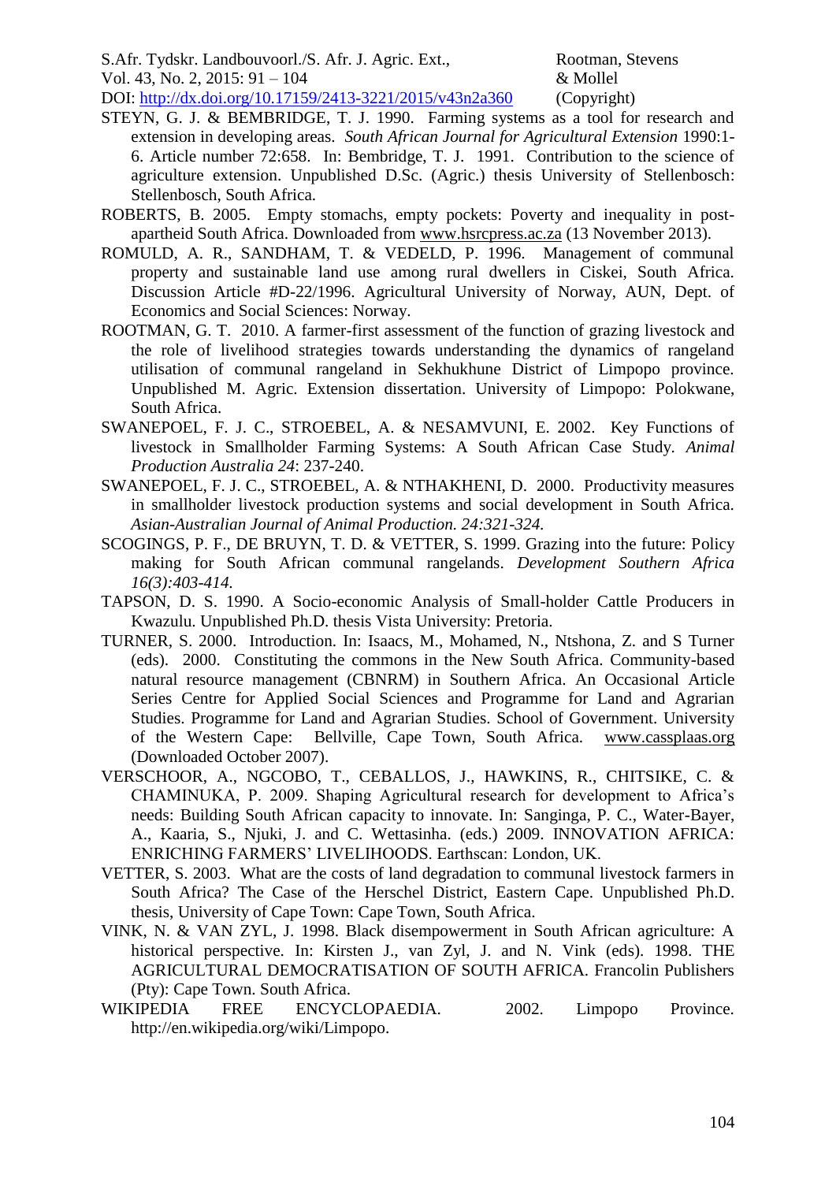STEYN, G. J. & BEMBRIDGE, T. J. 1990. Farming systems as a tool for research and extension in developing areas. *South African Journal for Agricultural Extension* 1990:1-6. Article number 72:658. In: Bembridge, T. J. 1991. Contribution to the science of agriculture extension. Unpublished D.Sc. (Agric.) thesis University of Stellenbosch: Stellenbosch, South Africa.

ROBERTS, B. 2005. Empty stomachs, empty pockets: Poverty and inequality in post-apartheid South Africa. Downloaded from www.hsrcpress.ac.za (13 November 2013).

ROMULD, A. R., SANDHAM, T. & VEDELD, P. 1996. Management of communal property and sustainable land use among rural dwellers in Ciskei, South Africa. Discussion Article #D-22/1996. Agricultural University of Norway, AUN, Dept. of Economics and Social Sciences: Norway.

ROOTMAN, G. T. 2010. A farmer-first assessment of the function of grazing livestock and the role of livelihood strategies towards understanding the dynamics of rangeland utilisation of communal rangeland in Sekhukhune District of Limpopo province. Unpublished M. Agric. Extension dissertation. University of Limpopo: Polokwane, South Africa.

SWANEPOEL, F. J. C., STROEBEL, A. & NESAMVUNI, E. 2002. Key Functions of livestock in Smallholder Farming Systems: A South African Case Study. *Animal Production Australia 24*: 237-240.

SWANEPOEL, F. J. C., STROEBEL, A. & NTHAKHENI, D. 2000. Productivity measures in smallholder livestock production systems and social development in South Africa. *Asian-Australian Journal of Animal Production. 24:321-324.*

SCOGINGS, P. F., DE BRUYN, T. D. & VETTER, S. 1999. Grazing into the future: Policy making for South African communal rangelands. *Development Southern Africa 16(3):403-414.*

TAPSON, D. S. 1990. A Socio-economic Analysis of Small-holder Cattle Producers in Kwazulu. Unpublished Ph.D. thesis Vista University: Pretoria.

TURNER, S. 2000. Introduction. In: Isaacs, M., Mohamed, N., Ntshona, Z. and S Turner (eds). 2000. Constituting the commons in the New South Africa. Community-based natural resource management (CBNRM) in Southern Africa. An Occasional Article Series Centre for Applied Social Sciences and Programme for Land and Agrarian Studies. Programme for Land and Agrarian Studies. School of Government. University of the Western Cape: Bellville, Cape Town, South Africa. www.cassplaas.org (Downloaded October 2007).

VERSCHOOR, A., NGCOBO, T., CEBALLOS, J., HAWKINS, R., CHITSIKE, C. & CHAMINUKA, P. 2009. Shaping Agricultural research for development to Africa's needs: Building South African capacity to innovate. In: Sanginga, P. C., Water-Bayer, A., Kaaria, S., Njuki, J. and C. Wettasinha. (eds.) 2009. INNOVATION AFRICA: ENRICHING FARMERS' LIVELIHOODS. Earthscan: London, UK.

VETTER, S. 2003. What are the costs of land degradation to communal livestock farmers in South Africa? The Case of the Herschel District, Eastern Cape. Unpublished Ph.D. thesis, University of Cape Town: Cape Town, South Africa.

VINK, N. & VAN ZYL, J. 1998. Black disempowerment in South African agriculture: A historical perspective. In: Kirsten J., van Zyl, J. and N. Vink (eds). 1998. THE AGRICULTURAL DEMOCRATISATION OF SOUTH AFRICA. Francolin Publishers (Pty): Cape Town. South Africa.

WIKIPEDIA FREE ENCYCLOPAEDIA. 2002. Limpopo Province. http://en.wikipedia.org/wiki/Limpopo.